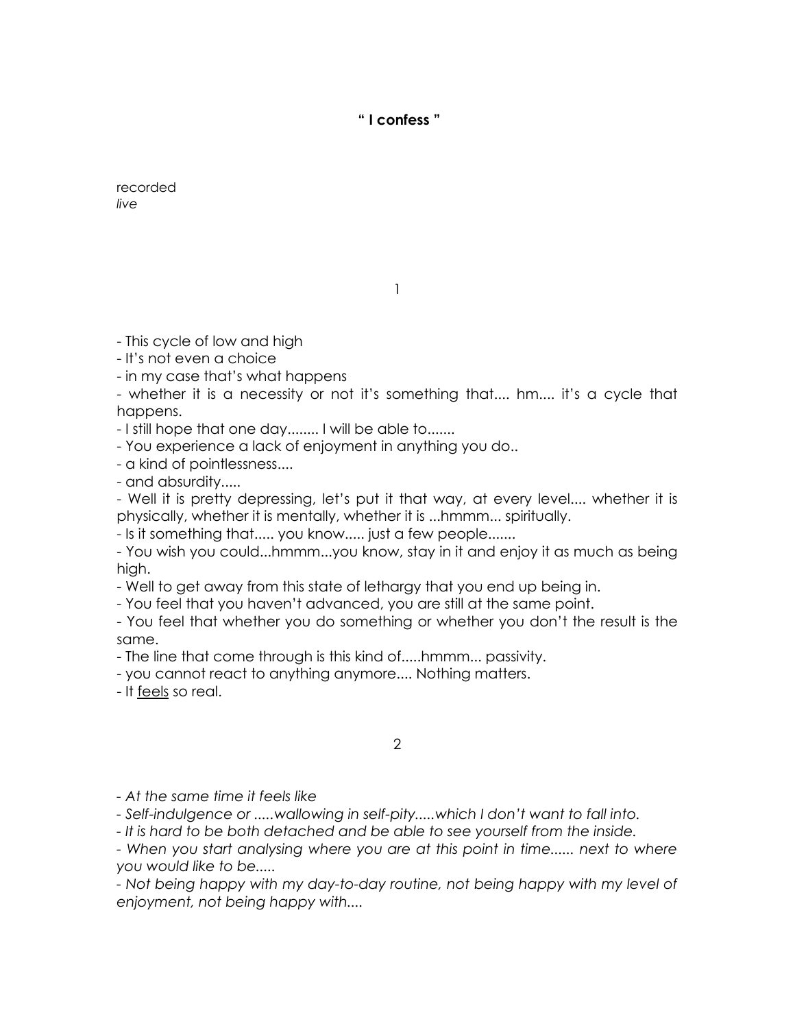**“ I confess ”**

recorded
*live*

1

- This cycle of low and high
- It’s not even a choice
- in my case that’s what happens
- whether it is a necessity or not it’s something that.... hm.... it’s a cycle that happens.
- I still hope that one day........ I will be able to.......
- You experience a lack of enjoyment in anything you do..
- a kind of pointlessness....
- and absurdity.....
- Well it is pretty depressing, let’s put it that way, at every level.... whether it is physically, whether it is mentally, whether it is ...hmmm... spiritually.
- Is it something that..... you know..... just a few people.......
- You wish you could...hmmm...you know, stay in it and enjoy it as much as being high.
- Well to get away from this state of lethargy that you end up being in.
- You feel that you haven’t advanced, you are still at the same point.
- You feel that whether you do something or whether you don’t the result is the same.
- The line that come through is this kind of.....hmmm... passivity.
- you cannot react to anything anymore.... Nothing matters.
- It <u>feels</u> so real.

2

- *At the same time it feels like*
- *Self-indulgence or .....wallowing in self-pity.....which I don’t want to fall into.*
- *It is hard to be both detached and be able to see yourself from the inside.*
- *When you start analysing where you are at this point in time...... next to where you would like to be.....*
- *Not being happy with my day-to-day routine, not being happy with my level of enjoyment, not being happy with....*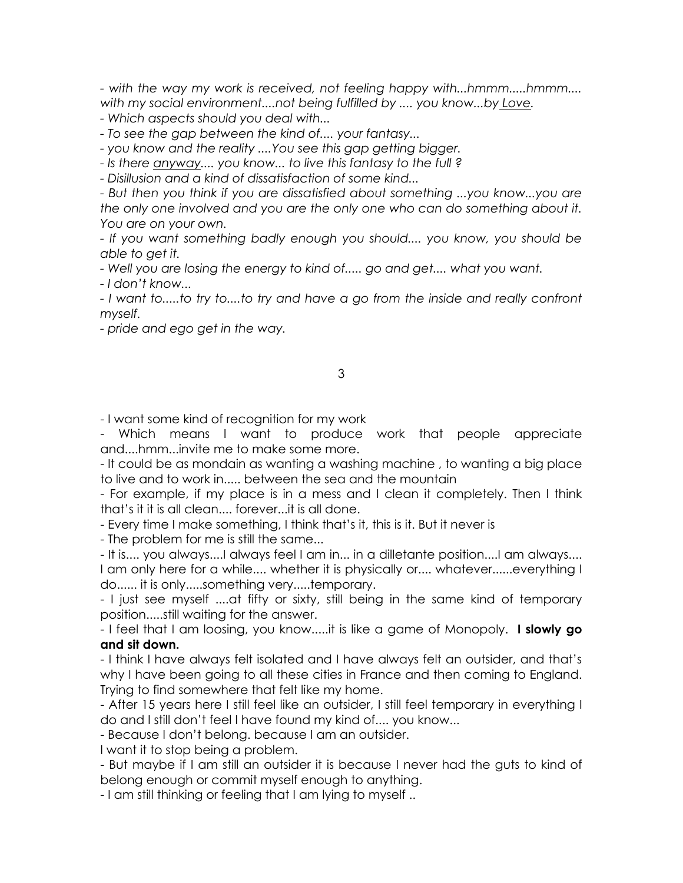*- with the way my work is received, not feeling happy with...hmmm.....hmmm.... with my social environment....not being fulfilled by .... you know...by Love.*

*- Which aspects should you deal with...*

*- To see the gap between the kind of.... your fantasy...*

*- you know and the reality ....You see this gap getting bigger.*

*- Is there anyway.... you know... to live this fantasy to the full ?*

*- Disillusion and a kind of dissatisfaction of some kind...*

*- But then you think if you are dissatisfied about something ...you know...you are the only one involved and you are the only one who can do something about it. You are on your own.*

*- If you want something badly enough you should.... you know, you should be able to get it.*

*- Well you are losing the energy to kind of..... go and get.... what you want.*

*- I don't know...*

*- I want to.....to try to....to try and have a go from the inside and really confront myself.*

*- pride and ego get in the way.*

3

- I want some kind of recognition for my work
- Which means I want to produce work that people appreciate and....hmm...invite me to make some more.
- It could be as mondain as wanting a washing machine , to wanting a big place to live and to work in..... between the sea and the mountain
- For example, if my place is in a mess and I clean it completely. Then I think that's it it is all clean.... forever...it is all done.
- Every time I make something, I think that's it, this is it. But it never is
- The problem for me is still the same...
- It is.... you always....I always feel I am in... in a dilletante position....I am always.... I am only here for a while.... whether it is physically or.... whatever......everything I do...... it is only.....something very.....temporary.
- I just see myself ....at fifty or sixty, still being in the same kind of temporary position.....still waiting for the answer.
- I feel that I am loosing, you know.....it is like a game of Monopoly. **I slowly go and sit down.**
- I think I have always felt isolated and I have always felt an outsider, and that's why I have been going to all these cities in France and then coming to England. Trying to find somewhere that felt like my home.
- After 15 years here I still feel like an outsider, I still feel temporary in everything I do and I still don't feel I have found my kind of.... you know...
- Because I don't belong. because I am an outsider.

I want it to stop being a problem.

- But maybe if I am still an outsider it is because I never had the guts to kind of belong enough or commit myself enough to anything.
- I am still thinking or feeling that I am lying to myself ..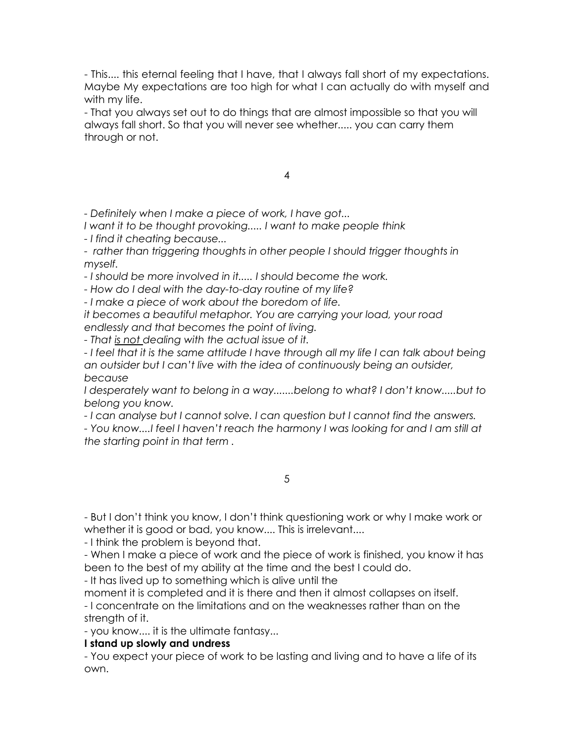- This.... this eternal feeling that I have, that I always fall short of my expectations. Maybe My expectations are too high for what I can actually do with myself and with my life.
- That you always set out to do things that are almost impossible so that you will always fall short. So that you will never see whether..... you can carry them through or not.

4

*- Definitely when I make a piece of work, I have got...*
*I want it to be thought provoking..... I want to make people think*
*- I find it cheating because...*
*- rather than triggering thoughts in other people I should trigger thoughts in myself.*
*- I should be more involved in it..... I should become the work.*
*- How do I deal with the day-to-day routine of my life?*
*- I make a piece of work about the boredom of life.*
*it becomes a beautiful metaphor. You are carrying your load, your road endlessly and that becomes the point of living.*
*- That is not dealing with the actual issue of it.*
*- I feel that it is the same attitude I have through all my life I can talk about being an outsider but I can't live with the idea of continuously being an outsider, because*
*I desperately want to belong in a way.......belong to what? I don't know.....but to belong you know.*
*- I can analyse but I cannot solve. I can question but I cannot find the answers.*
*- You know....I feel I haven't reach the harmony I was looking for and I am still at the starting point in that term .*

5

- But I don't think you know, I don't think questioning work or why I make work or whether it is good or bad, you know.... This is irrelevant....
- I think the problem is beyond that.
- When I make a piece of work and the piece of work is finished, you know it has been to the best of my ability at the time and the best I could do.
- It has lived up to something which is alive until the moment it is completed and it is there and then it almost collapses on itself.
- I concentrate on the limitations and on the weaknesses rather than on the strength of it.
- you know.... it is the ultimate fantasy...

**I stand up slowly and undress**

- You expect your piece of work to be lasting and living and to have a life of its own.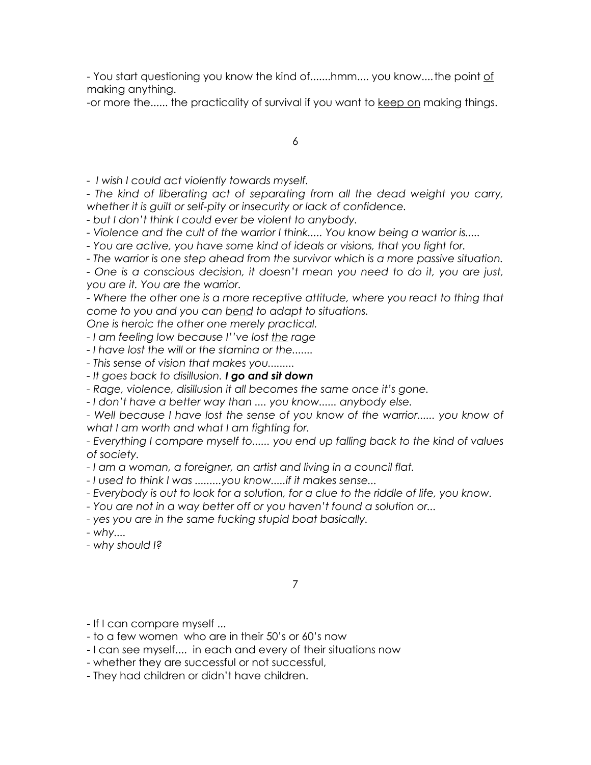- You start questioning you know the kind of.......hmm.... you know....the point <u>of</u> making anything.
-or more the...... the practicality of survival if you want to <u>keep on</u> making things.

6

*- I wish I could act violently towards myself.*
*- The kind of liberating act of separating from all the dead weight you carry, whether it is guilt or self-pity or insecurity or lack of confidence.*
*- but I don't think I could ever be violent to anybody.*
*- Violence and the cult of the warrior I think..... You know being a warrior is.....*
*- You are active, you have some kind of ideals or visions, that you fight for.*
*- The warrior is one step ahead from the survivor which is a more passive situation.*
*- One is a conscious decision, it doesn't mean you need to do it, you are just, you are it. You are the warrior.*
*- Where the other one is a more receptive attitude, where you react to thing that come to you and you can <u>bend</u> to adapt to situations.*
*One is heroic the other one merely practical.*
*- I am feeling low because I''ve lost <u>the</u> rage*
*- I have lost the will or the stamina or the.......*
*- This sense of vision that makes you.........*
*- It goes back to disillusion.* ***I go and sit down***
*- Rage, violence, disillusion it all becomes the same once it's gone.*
*- I don't have a better way than .... you know...... anybody else.*
*- Well because I have lost the sense of you know of the warrior...... you know of what I am worth and what I am fighting for.*
*- Everything I compare myself to...... you end up falling back to the kind of values of society.*
*- I am a woman, a foreigner, an artist and living in a council flat.*
*- I used to think I was .........you know.....if it makes sense...*
*- Everybody is out to look for a solution, for a clue to the riddle of life, you know.*
*- You are not in a way better off or you haven't found a solution or...*
*- yes you are in the same fucking stupid boat basically.*
*- why....*
*- why should I?*

7

- If I can compare myself ...
- to a few women who are in their 50's or 60's now
- I can see myself.... in each and every of their situations now
- whether they are successful or not successful,
- They had children or didn't have children.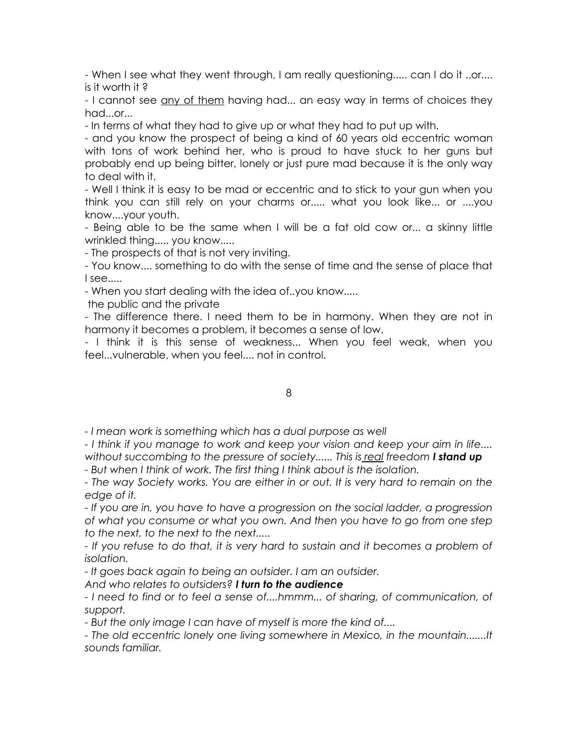- When I see what they went through, I am really questioning..... can I do it ..or.... is it worth it ?

- I cannot see any of them having had... an easy way in terms of choices they had...or...

- In terms of what they had to give up or what they had to put up with.

- and you know the prospect of being a kind of 60 years old eccentric woman with tons of work behind her, who is proud to have stuck to her guns but probably end up being bitter, lonely or just pure mad because it is the only way to deal with it.

- Well I think it is easy to be mad or eccentric and to stick to your gun when you think you can still rely on your charms or..... what you look like... or ....you know....your youth.

- Being able to be the same when I will be a fat old cow or... a skinny little wrinkled thing..... you know.....

- The prospects of that is not very inviting.

- You know.... something to do with the sense of time and the sense of place that I see.....

- When you start dealing with the idea of..you know.....
the public and the private

- The difference there. I need them to be in harmony. When they are not in harmony it becomes a problem, it becomes a sense of low.

- I think it is this sense of weakness... When you feel weak, when you feel...vulnerable, when you feel.... not in control.

8

*- I mean work is something which has a dual purpose as well*

*- I think if you manage to work and keep your vision and keep your aim in life.... without succombing to the pressure of society...... This is real freedom* ***I stand up***

*- But when I think of work. The first thing I think about is the isolation.*

*- The way Society works. You are either in or out. It is very hard to remain on the edge of it.*

*- If you are in, you have to have a progression on the social ladder, a progression of what you consume or what you own. And then you have to go from one step to the next, to the next to the next.....*

*- If you refuse to do that, it is very hard to sustain and it becomes a problem of isolation.*

*- It goes back again to being an outsider. I am an outsider.*
*And who relates to outsiders?* ***I turn to the audience***

*- I need to find or to feel a sense of....hmmm... of sharing, of communication, of support.*

*- But the only image I can have of myself is more the kind of....*

*- The old eccentric lonely one living somewhere in Mexico, in the mountain.......It sounds familiar.*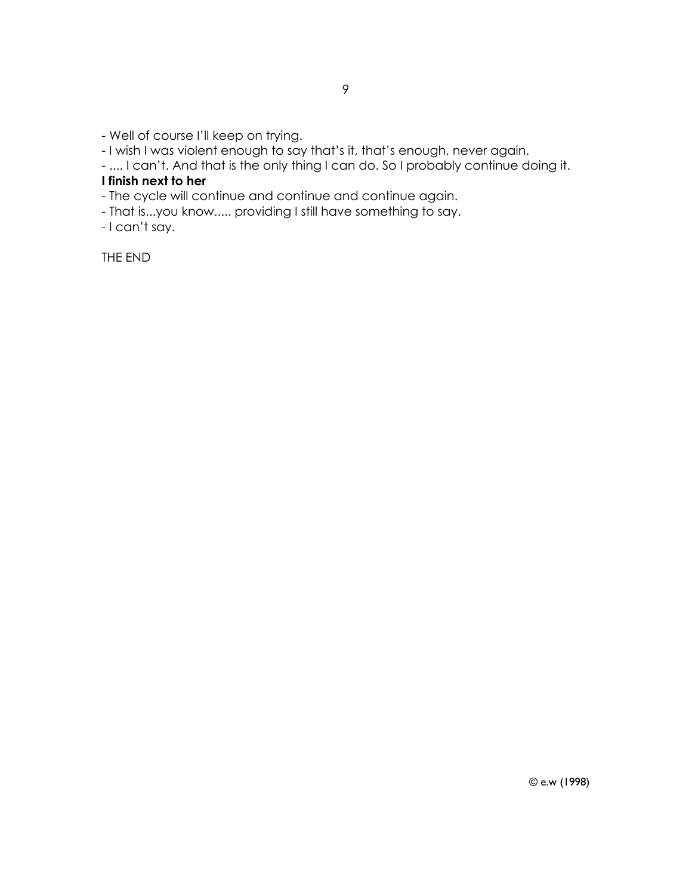- Well of course I'll keep on trying.
- I wish I was violent enough to say that's it, that's enough, never again.
- .... I can't. And that is the only thing I can do. So I probably continue doing it.

**I finish next to her**

- The cycle will continue and continue and continue again.
- That is...you know..... providing I still have something to say.
- I can't say.

THE END

© e.w (1998)